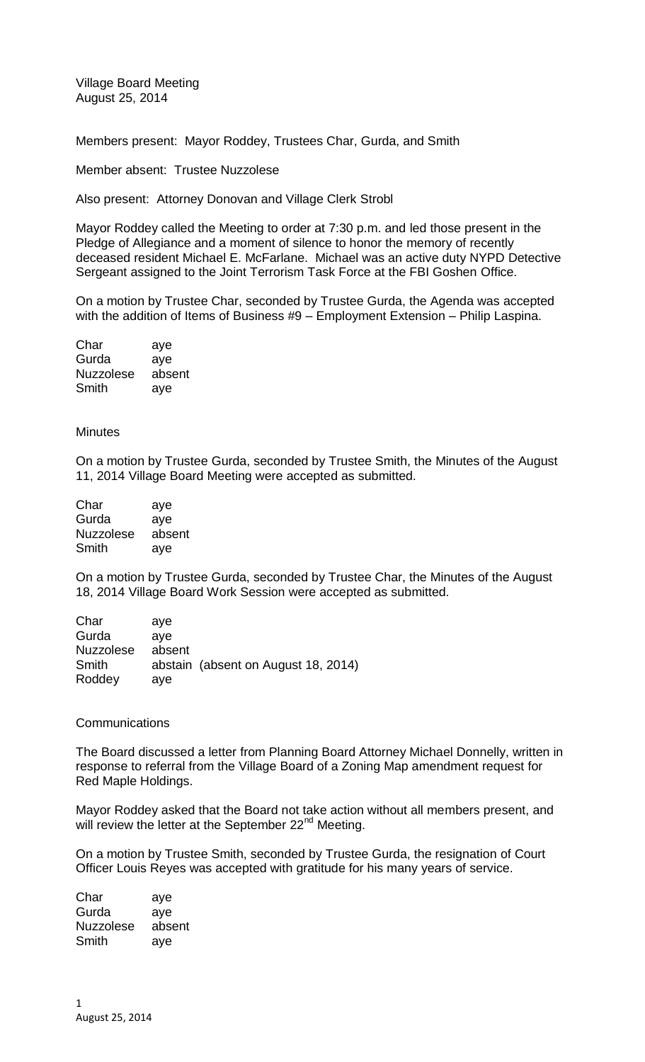Village Board Meeting
August 25, 2014

Members present: Mayor Roddey, Trustees Char, Gurda, and Smith

Member absent: Trustee Nuzzolese

Also present: Attorney Donovan and Village Clerk Strobl

Mayor Roddey called the Meeting to order at 7:30 p.m. and led those present in the Pledge of Allegiance and a moment of silence to honor the memory of recently deceased resident Michael E. McFarlane. Michael was an active duty NYPD Detective Sergeant assigned to the Joint Terrorism Task Force at the FBI Goshen Office.

On a motion by Trustee Char, seconded by Trustee Gurda, the Agenda was accepted with the addition of Items of Business #9 – Employment Extension – Philip Laspina.

| | |
|---|---|
| Char | aye |
| Gurda | aye |
| Nuzzolese | absent |
| Smith | aye |

Minutes

On a motion by Trustee Gurda, seconded by Trustee Smith, the Minutes of the August 11, 2014 Village Board Meeting were accepted as submitted.

| | |
|---|---|
| Char | aye |
| Gurda | aye |
| Nuzzolese | absent |
| Smith | aye |

On a motion by Trustee Gurda, seconded by Trustee Char, the Minutes of the August 18, 2014 Village Board Work Session were accepted as submitted.

| | |
|---|---|
| Char | aye |
| Gurda | aye |
| Nuzzolese | absent |
| Smith | abstain (absent on August 18, 2014) |
| Roddey | aye |

Communications

The Board discussed a letter from Planning Board Attorney Michael Donnelly, written in response to referral from the Village Board of a Zoning Map amendment request for Red Maple Holdings.

Mayor Roddey asked that the Board not take action without all members present, and will review the letter at the September 22nd Meeting.

On a motion by Trustee Smith, seconded by Trustee Gurda, the resignation of Court Officer Louis Reyes was accepted with gratitude for his many years of service.

| | |
|---|---|
| Char | aye |
| Gurda | aye |
| Nuzzolese | absent |
| Smith | aye |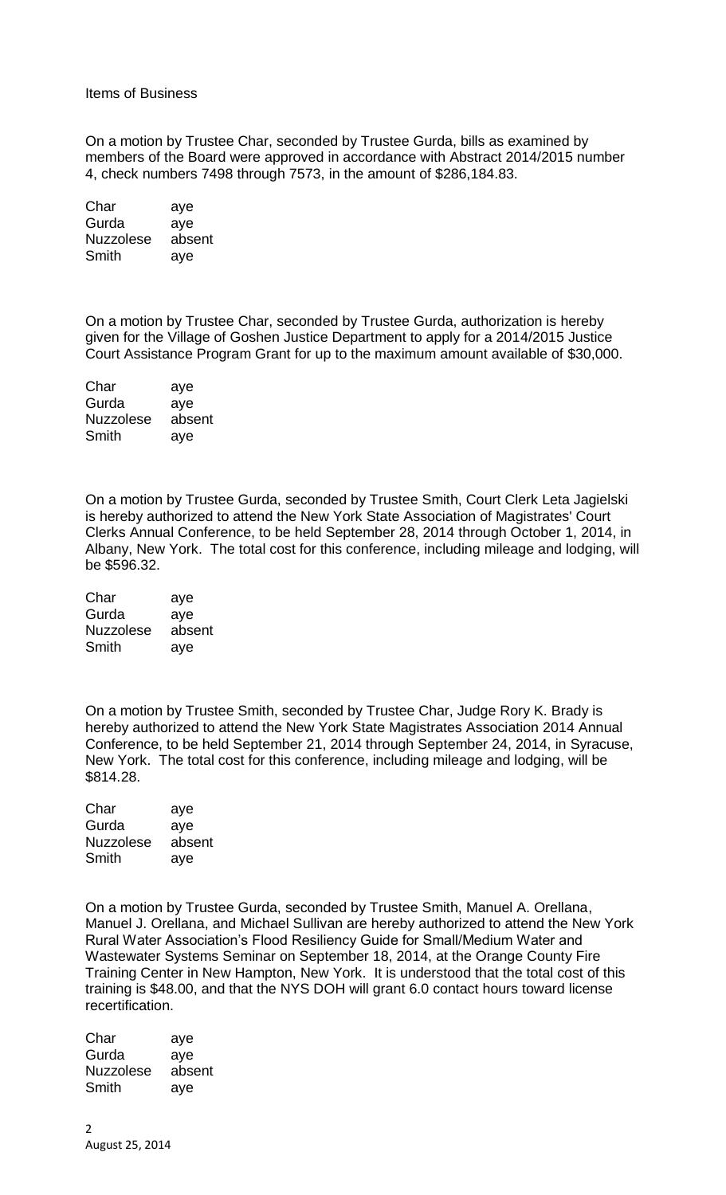Items of Business

On a motion by Trustee Char, seconded by Trustee Gurda, bills as examined by members of the Board were approved in accordance with Abstract 2014/2015 number 4, check numbers 7498 through 7573, in the amount of $286,184.83.

| | |
|---|---|
| Char | aye |
| Gurda | aye |
| Nuzzolese | absent |
| Smith | aye |

On a motion by Trustee Char, seconded by Trustee Gurda, authorization is hereby given for the Village of Goshen Justice Department to apply for a 2014/2015 Justice Court Assistance Program Grant for up to the maximum amount available of $30,000.

| | |
|---|---|
| Char | aye |
| Gurda | aye |
| Nuzzolese | absent |
| Smith | aye |

On a motion by Trustee Gurda, seconded by Trustee Smith, Court Clerk Leta Jagielski is hereby authorized to attend the New York State Association of Magistrates' Court Clerks Annual Conference, to be held September 28, 2014 through October 1, 2014, in Albany, New York. The total cost for this conference, including mileage and lodging, will be $596.32.

| | |
|---|---|
| Char | aye |
| Gurda | aye |
| Nuzzolese | absent |
| Smith | aye |

On a motion by Trustee Smith, seconded by Trustee Char, Judge Rory K. Brady is hereby authorized to attend the New York State Magistrates Association 2014 Annual Conference, to be held September 21, 2014 through September 24, 2014, in Syracuse, New York. The total cost for this conference, including mileage and lodging, will be $814.28.

| | |
|---|---|
| Char | aye |
| Gurda | aye |
| Nuzzolese | absent |
| Smith | aye |

On a motion by Trustee Gurda, seconded by Trustee Smith, Manuel A. Orellana, Manuel J. Orellana, and Michael Sullivan are hereby authorized to attend the New York Rural Water Association's Flood Resiliency Guide for Small/Medium Water and Wastewater Systems Seminar on September 18, 2014, at the Orange County Fire Training Center in New Hampton, New York. It is understood that the total cost of this training is $48.00, and that the NYS DOH will grant 6.0 contact hours toward license recertification.

| | |
|---|---|
| Char | aye |
| Gurda | aye |
| Nuzzolese | absent |
| Smith | aye |

August 25, 2014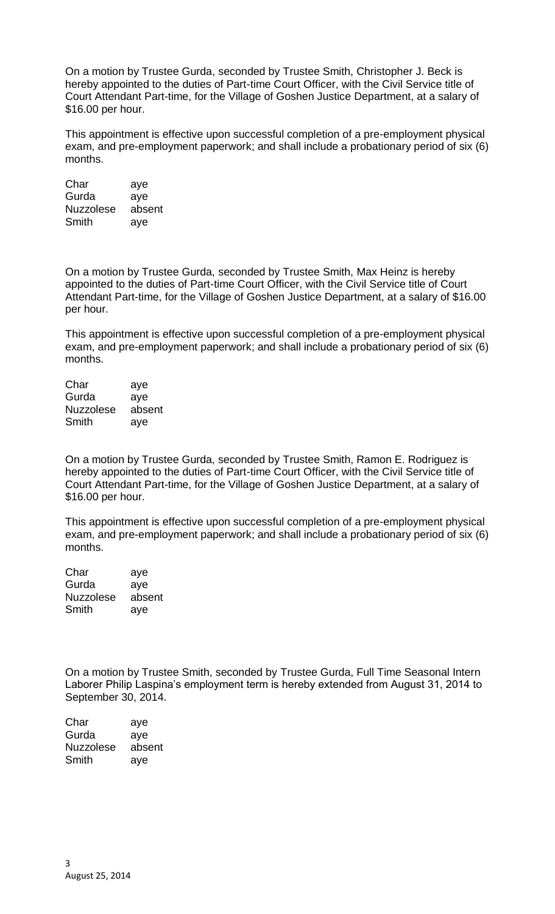On a motion by Trustee Gurda, seconded by Trustee Smith, Christopher J. Beck is hereby appointed to the duties of Part-time Court Officer, with the Civil Service title of Court Attendant Part-time, for the Village of Goshen Justice Department, at a salary of $16.00 per hour.

This appointment is effective upon successful completion of a pre-employment physical exam, and pre-employment paperwork; and shall include a probationary period of six (6) months.

| | |
|---|---|
| Char | aye |
| Gurda | aye |
| Nuzzolese | absent |
| Smith | aye |

On a motion by Trustee Gurda, seconded by Trustee Smith, Max Heinz is hereby appointed to the duties of Part-time Court Officer, with the Civil Service title of Court Attendant Part-time, for the Village of Goshen Justice Department, at a salary of $16.00 per hour.

This appointment is effective upon successful completion of a pre-employment physical exam, and pre-employment paperwork; and shall include a probationary period of six (6) months.

| | |
|---|---|
| Char | aye |
| Gurda | aye |
| Nuzzolese | absent |
| Smith | aye |

On a motion by Trustee Gurda, seconded by Trustee Smith, Ramon E. Rodriguez is hereby appointed to the duties of Part-time Court Officer, with the Civil Service title of Court Attendant Part-time, for the Village of Goshen Justice Department, at a salary of $16.00 per hour.

This appointment is effective upon successful completion of a pre-employment physical exam, and pre-employment paperwork; and shall include a probationary period of six (6) months.

| | |
|---|---|
| Char | aye |
| Gurda | aye |
| Nuzzolese | absent |
| Smith | aye |

On a motion by Trustee Smith, seconded by Trustee Gurda, Full Time Seasonal Intern Laborer Philip Laspina's employment term is hereby extended from August 31, 2014 to September 30, 2014.

| | |
|---|---|
| Char | aye |
| Gurda | aye |
| Nuzzolese | absent |
| Smith | aye |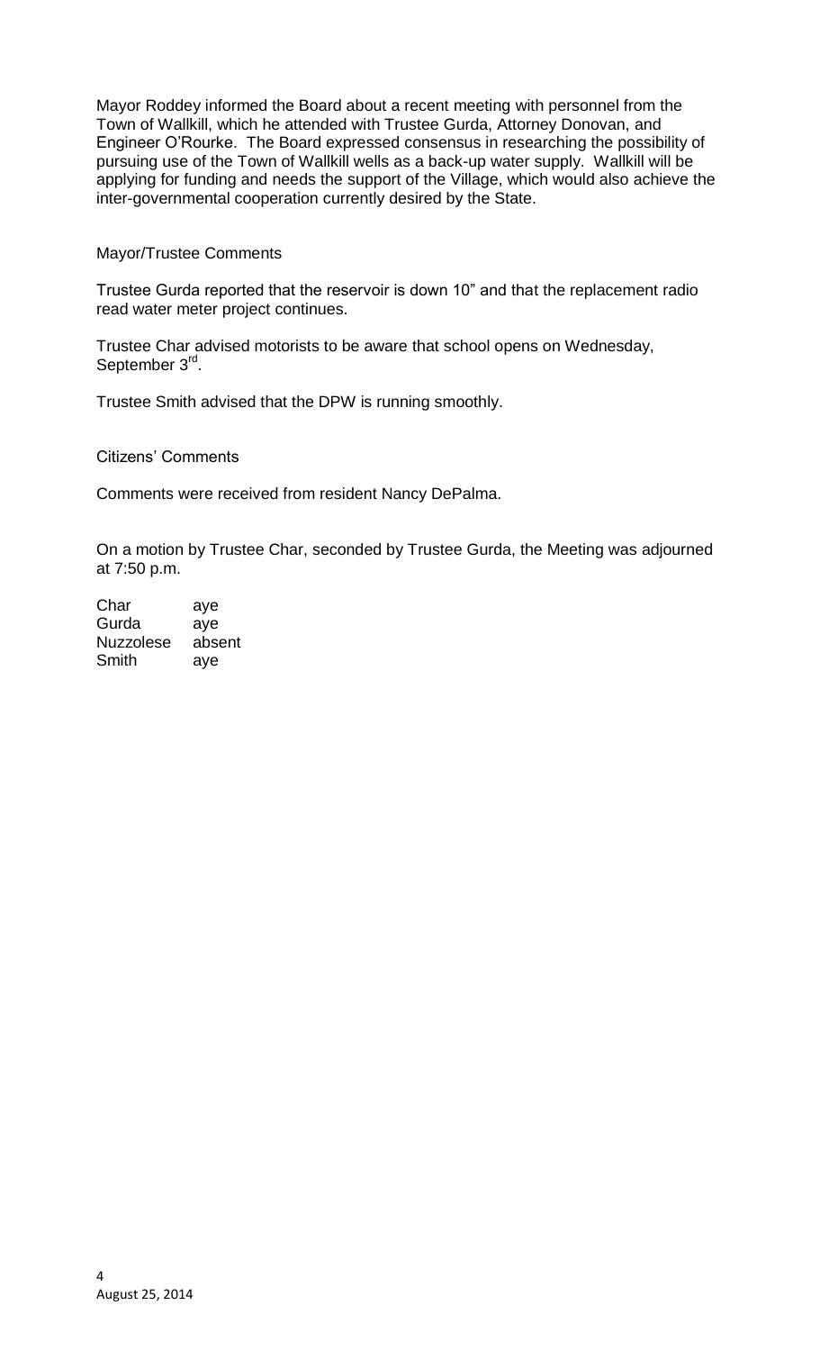Mayor Roddey informed the Board about a recent meeting with personnel from the Town of Wallkill, which he attended with Trustee Gurda, Attorney Donovan, and Engineer O'Rourke. The Board expressed consensus in researching the possibility of pursuing use of the Town of Wallkill wells as a back-up water supply. Wallkill will be applying for funding and needs the support of the Village, which would also achieve the inter-governmental cooperation currently desired by the State.

Mayor/Trustee Comments

Trustee Gurda reported that the reservoir is down 10" and that the replacement radio read water meter project continues.

Trustee Char advised motorists to be aware that school opens on Wednesday, September 3rd.

Trustee Smith advised that the DPW is running smoothly.

Citizens' Comments

Comments were received from resident Nancy DePalma.

On a motion by Trustee Char, seconded by Trustee Gurda, the Meeting was adjourned at 7:50 p.m.

| | |
|---|---|
| Char | aye |
| Gurda | aye |
| Nuzzolese | absent |
| Smith | aye |